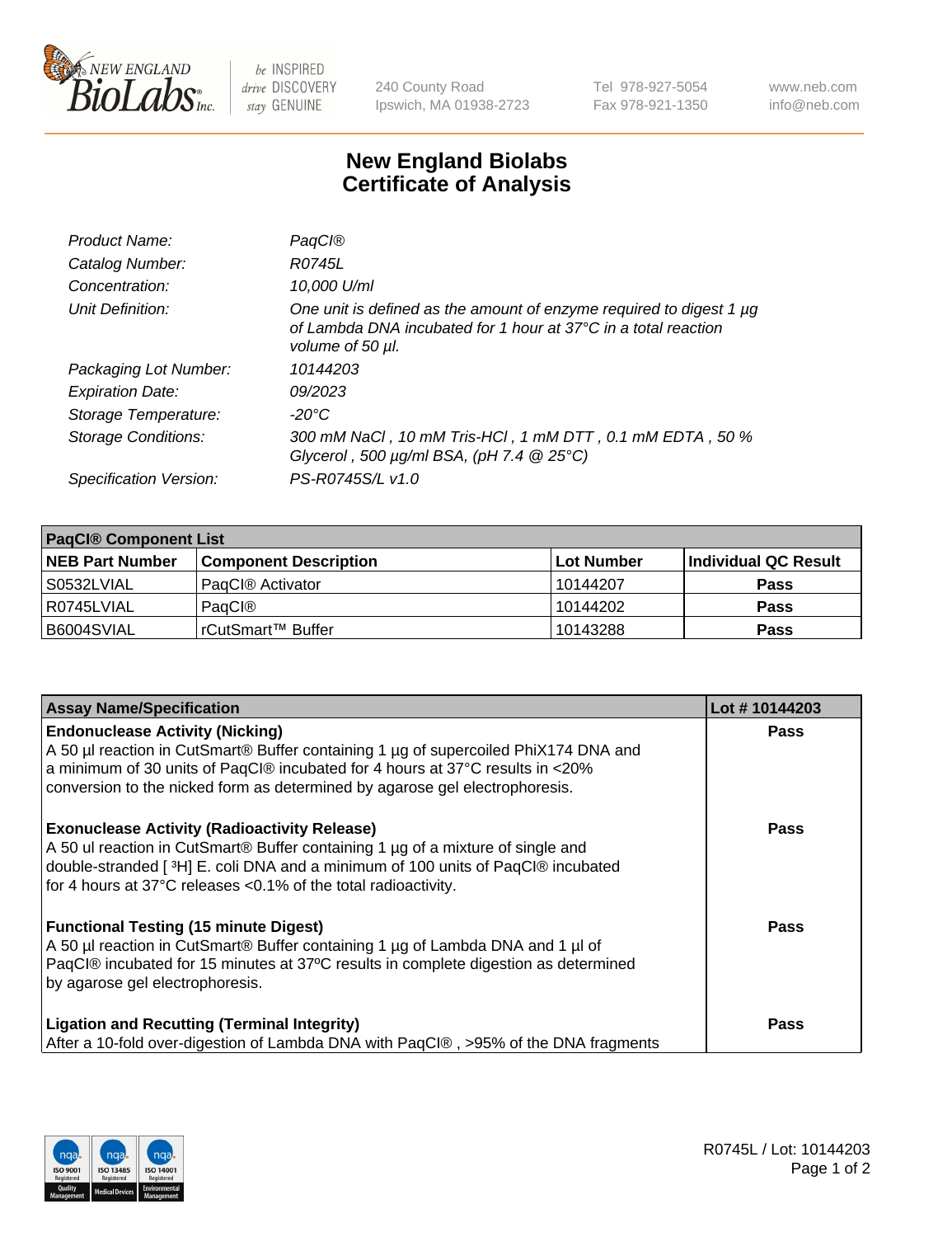NEW ENGLAND BioLabs Inc. — be INSPIRED drive DISCOVERY stay GENUINE

240 County Road
Ipswich, MA 01938-2723

Tel 978-927-5054
Fax 978-921-1350

www.neb.com
info@neb.com

# New England Biolabs Certificate of Analysis

| | |
|---|---|
| *Product Name:* | *PaqCI®* |
| *Catalog Number:* | *R0745L* |
| *Concentration:* | *10,000 U/ml* |
| *Unit Definition:* | *One unit is defined as the amount of enzyme required to digest 1 µg of Lambda DNA incubated for 1 hour at 37°C in a total reaction volume of 50 µl.* |
| *Packaging Lot Number:* | *10144203* |
| *Expiration Date:* | *09/2023* |
| *Storage Temperature:* | *-20°C* |
| *Storage Conditions:* | *300 mM NaCl , 10 mM Tris-HCl , 1 mM DTT , 0.1 mM EDTA , 50 % Glycerol , 500 µg/ml BSA, (pH 7.4 @ 25°C)* |
| *Specification Version:* | *PS-R0745S/L v1.0* |

| **PaqCI® Component List** | | | |
|---|---|---|---|
| **NEB Part Number** | **Component Description** | **Lot Number** | **Individual QC Result** |
| S0532LVIAL | PaqCI® Activator | 10144207 | **Pass** |
| R0745LVIAL | PaqCI® | 10144202 | **Pass** |
| B6004SVIAL | rCutSmart™ Buffer | 10143288 | **Pass** |

| **Assay Name/Specification** | **Lot # 10144203** |
|---|---|
| **Endonuclease Activity (Nicking)** A 50 µl reaction in CutSmart® Buffer containing 1 µg of supercoiled PhiX174 DNA and a minimum of 30 units of PaqCI® incubated for 4 hours at 37°C results in <20% conversion to the nicked form as determined by agarose gel electrophoresis. | **Pass** |
| **Exonuclease Activity (Radioactivity Release)** A 50 ul reaction in CutSmart® Buffer containing 1 µg of a mixture of single and double-stranded [ $^3$H] E. coli DNA and a minimum of 100 units of PaqCI® incubated for 4 hours at 37°C releases <0.1% of the total radioactivity. | **Pass** |
| **Functional Testing (15 minute Digest)** A 50 µl reaction in CutSmart® Buffer containing 1 µg of Lambda DNA and 1 µl of PaqCI® incubated for 15 minutes at 37ºC results in complete digestion as determined by agarose gel electrophoresis. | **Pass** |
| **Ligation and Recutting (Terminal Integrity)** After a 10-fold over-digestion of Lambda DNA with PaqCI® , >95% of the DNA fragments | **Pass** |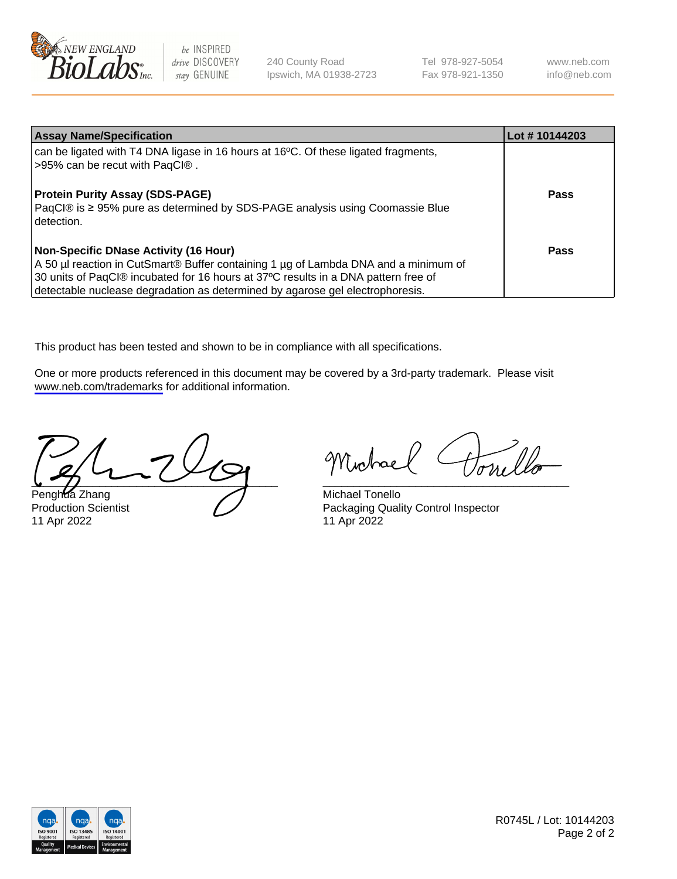| Assay Name/Specification | Lot # 10144203 |
| --- | --- |
| can be ligated with T4 DNA ligase in 16 hours at 16ºC. Of these ligated fragments, >95% can be recut with PaqCI®. | |
| **Protein Purity Assay (SDS-PAGE)**<br>PaqCI® is ≥ 95% pure as determined by SDS-PAGE analysis using Coomassie Blue detection. | **Pass** |
| **Non-Specific DNase Activity (16 Hour)**<br>A 50 µl reaction in CutSmart® Buffer containing 1 µg of Lambda DNA and a minimum of 30 units of PaqCI® incubated for 16 hours at 37ºC results in a DNA pattern free of detectable nuclease degradation as determined by agarose gel electrophoresis. | **Pass** |

This product has been tested and shown to be in compliance with all specifications.

One or more products referenced in this document may be covered by a 3rd-party trademark. Please visit www.neb.com/trademarks for additional information.

Penghua Zhang
Production Scientist
11 Apr 2022

Michael Tonello
Packaging Quality Control Inspector
11 Apr 2022

R0745L / Lot: 10144203